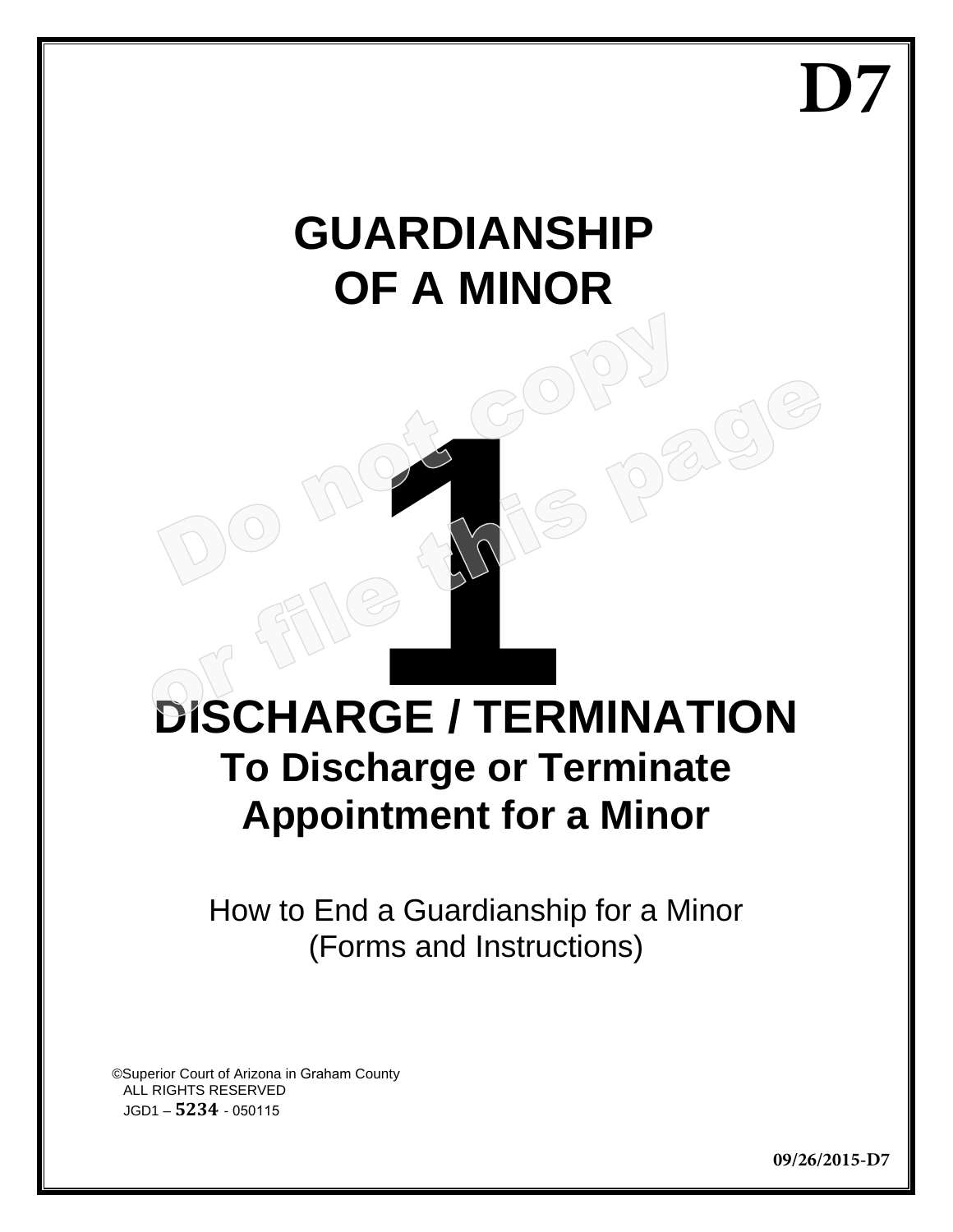# D7

# GUARDIANSHIP OF A MINOR

Do not copy or file this page

# 1

# DISCHARGE / TERMINATION

## To Discharge or Terminate Appointment for a Minor

How to End a Guardianship for a Minor
(Forms and Instructions)

©Superior Court of Arizona in Graham County
ALL RIGHTS RESERVED
JGD1 – **5234** - 050115

**09/26/2015-D7**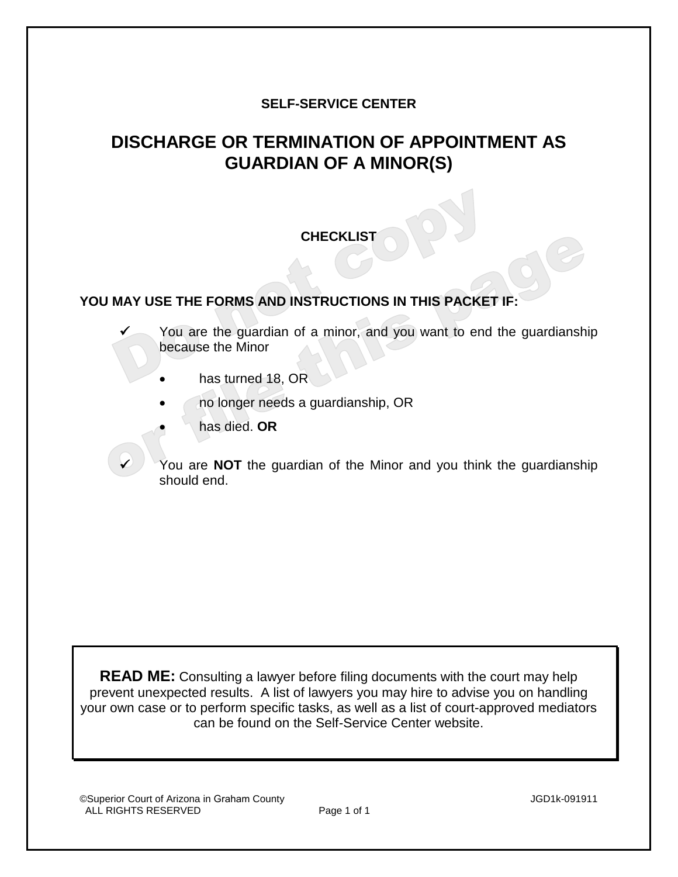**SELF-SERVICE CENTER**

# DISCHARGE OR TERMINATION OF APPOINTMENT AS GUARDIAN OF A MINOR(S)

## CHECKLIST

**YOU MAY USE THE FORMS AND INSTRUCTIONS IN THIS PACKET IF:**

- ✓ You are the guardian of a minor, and you want to end the guardianship because the Minor
  - has turned 18, OR
  - no longer needs a guardianship, OR
  - has died. **OR**
- ✓ You are **NOT** the guardian of the Minor and you think the guardianship should end.

**READ ME:** Consulting a lawyer before filing documents with the court may help prevent unexpected results. A list of lawyers you may hire to advise you on handling your own case or to perform specific tasks, as well as a list of court-approved mediators can be found on the Self-Service Center website.

©Superior Court of Arizona in Graham County
ALL RIGHTS RESERVED

JGD1k-091911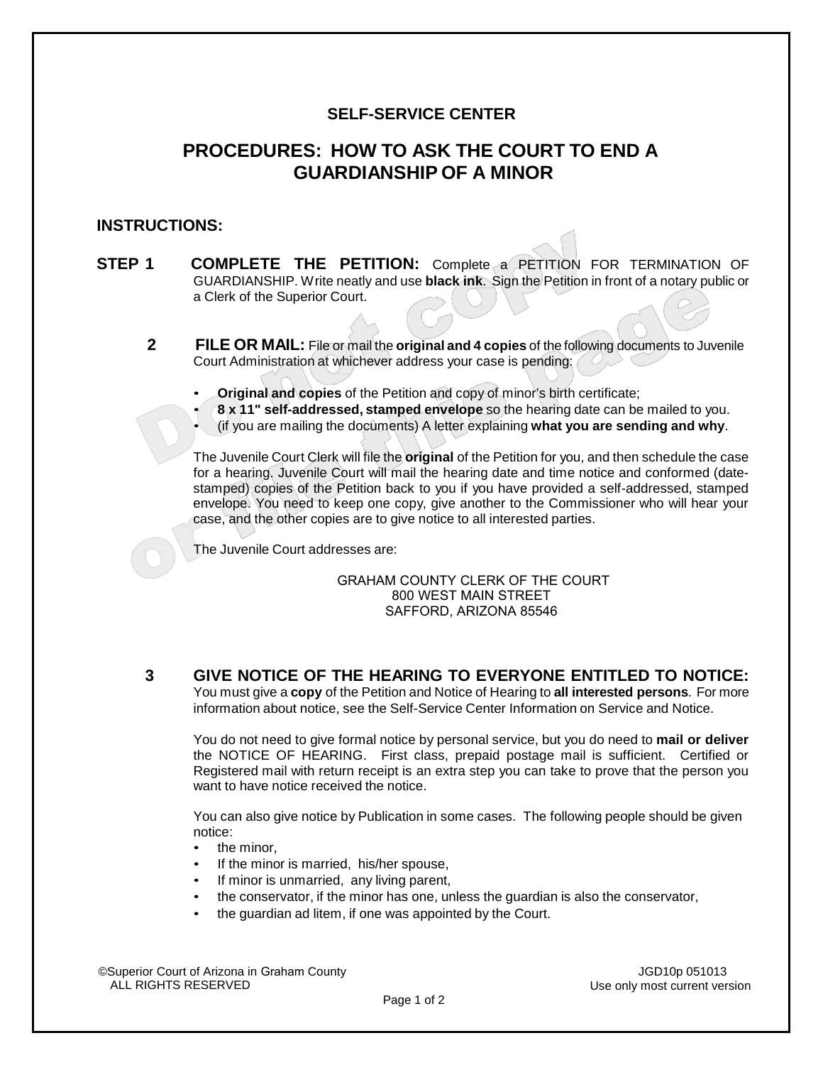**SELF-SERVICE CENTER**

# PROCEDURES: HOW TO ASK THE COURT TO END A GUARDIANSHIP OF A MINOR

## INSTRUCTIONS:

**STEP 1 COMPLETE THE PETITION:** Complete a PETITION FOR TERMINATION OF GUARDIANSHIP. Write neatly and use **black ink**. Sign the Petition in front of a notary public or a Clerk of the Superior Court.

**2 FILE OR MAIL:** File or mail the **original and 4 copies** of the following documents to Juvenile Court Administration at whichever address your case is pending:

- **Original and copies** of the Petition and copy of minor's birth certificate;
- **8 x 11" self-addressed, stamped envelope** so the hearing date can be mailed to you.
- (if you are mailing the documents) A letter explaining **what you are sending and why**.

The Juvenile Court Clerk will file the **original** of the Petition for you, and then schedule the case for a hearing. Juvenile Court will mail the hearing date and time notice and conformed (date-stamped) copies of the Petition back to you if you have provided a self-addressed, stamped envelope. You need to keep one copy, give another to the Commissioner who will hear your case, and the other copies are to give notice to all interested parties.

The Juvenile Court addresses are:

GRAHAM COUNTY CLERK OF THE COURT
800 WEST MAIN STREET
SAFFORD, ARIZONA 85546

**3 GIVE NOTICE OF THE HEARING TO EVERYONE ENTITLED TO NOTICE:** You must give a **copy** of the Petition and Notice of Hearing to **all interested persons**. For more information about notice, see the Self-Service Center Information on Service and Notice.

You do not need to give formal notice by personal service, but you do need to **mail or deliver** the NOTICE OF HEARING. First class, prepaid postage mail is sufficient. Certified or Registered mail with return receipt is an extra step you can take to prove that the person you want to have notice received the notice.

You can also give notice by Publication in some cases. The following people should be given notice:

- the minor,
- If the minor is married, his/her spouse,
- If minor is unmarried, any living parent,
- the conservator, if the minor has one, unless the guardian is also the conservator,
- the guardian ad litem, if one was appointed by the Court.

©Superior Court of Arizona in Graham County
ALL RIGHTS RESERVED

JGD10p 051013
Use only most current version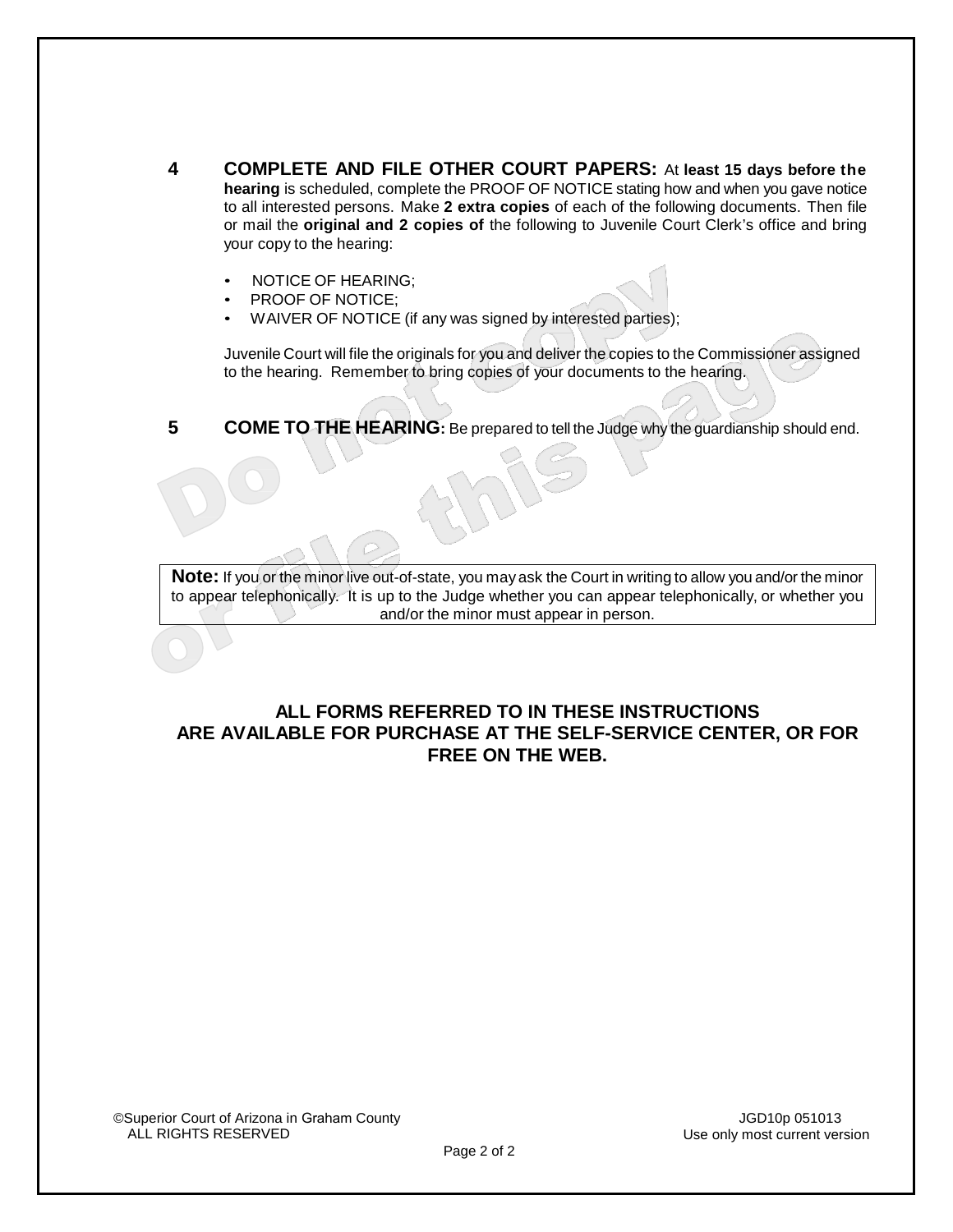**4 COMPLETE AND FILE OTHER COURT PAPERS:** At **least 15 days before the hearing** is scheduled, complete the PROOF OF NOTICE stating how and when you gave notice to all interested persons. Make **2 extra copies** of each of the following documents. Then file or mail the **original and 2 copies of** the following to Juvenile Court Clerk's office and bring your copy to the hearing:

- NOTICE OF HEARING;
- PROOF OF NOTICE;
- WAIVER OF NOTICE (if any was signed by interested parties);

Juvenile Court will file the originals for you and deliver the copies to the Commissioner assigned to the hearing. Remember to bring copies of your documents to the hearing.

**5 COME TO THE HEARING:** Be prepared to tell the Judge why the guardianship should end.

Do not copy or file this page

**Note:** If you or the minor live out-of-state, you may ask the Court in writing to allow you and/or the minor to appear telephonically. It is up to the Judge whether you can appear telephonically, or whether you and/or the minor must appear in person.

**ALL FORMS REFERRED TO IN THESE INSTRUCTIONS ARE AVAILABLE FOR PURCHASE AT THE SELF-SERVICE CENTER, OR FOR FREE ON THE WEB.**

©Superior Court of Arizona in Graham County
ALL RIGHTS RESERVED

JGD10p 051013
Use only most current version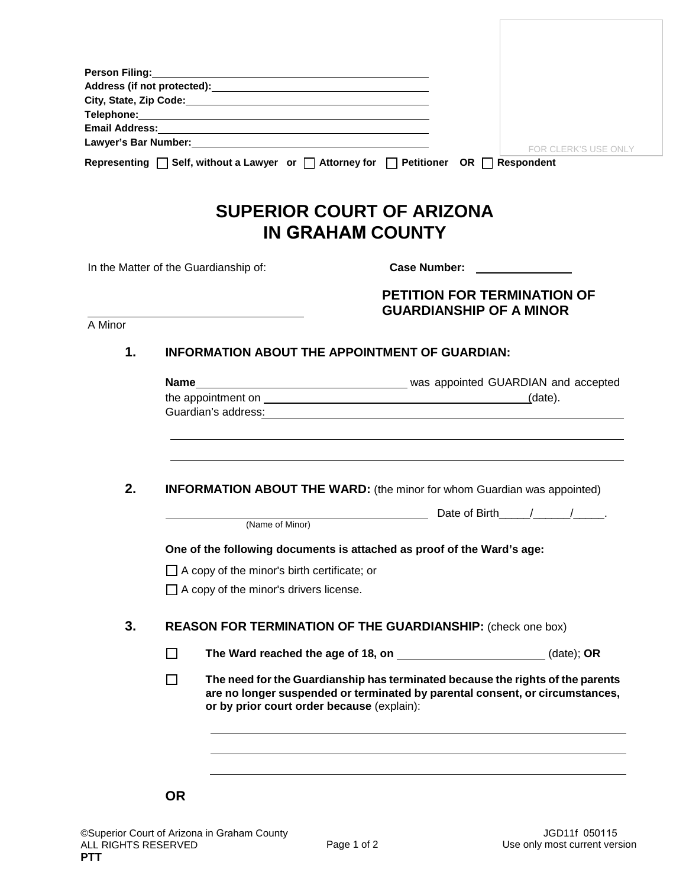Person Filing: ______________________________
Address (if not protected): ______________________________
City, State, Zip Code: ______________________________
Telephone: ______________________________
Email Address: ______________________________
Lawyer's Bar Number: ______________________________

FOR CLERK'S USE ONLY

**Representing** ☐ **Self, without a Lawyer or** ☐ **Attorney for** ☐ **Petitioner OR** ☐ **Respondent**

# SUPERIOR COURT OF ARIZONA IN GRAHAM COUNTY

In the Matter of the Guardianship of:

______________________________
A Minor

**Case Number:** ______________

## PETITION FOR TERMINATION OF GUARDIANSHIP OF A MINOR

**1. INFORMATION ABOUT THE APPOINTMENT OF GUARDIAN:**

**Name** ______________________________ was appointed GUARDIAN and accepted the appointment on ______________________________ (date).
Guardian's address: ______________________________
______________________________
______________________________

**2. INFORMATION ABOUT THE WARD:** (the minor for whom Guardian was appointed)

______________________________ Date of Birth_____/______/_____.
(Name of Minor)

**One of the following documents is attached as proof of the Ward's age:**

☐ A copy of the minor's birth certificate; or

☐ A copy of the minor's drivers license.

**3. REASON FOR TERMINATION OF THE GUARDIANSHIP:** (check one box)

☐ **The Ward reached the age of 18, on** ______________________ (date); **OR**

☐ **The need for the Guardianship has terminated because the rights of the parents are no longer suspended or terminated by parental consent, or circumstances, or by prior court order because** (explain):

______________________________
______________________________
______________________________

**OR**

©Superior Court of Arizona in Graham County
ALL RIGHTS RESERVED
**PTT**

JGD11f 050115
Use only most current version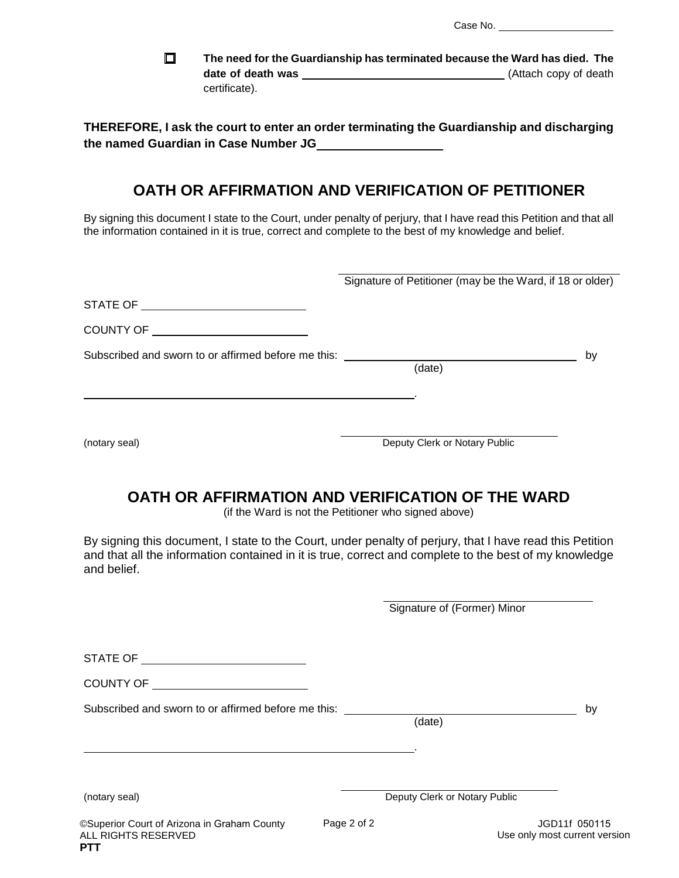Case No. ____________________

☐ **The need for the Guardianship has terminated because the Ward has died. The date of death was** ______________________________ (Attach copy of death certificate).

**THEREFORE, I ask the court to enter an order terminating the Guardianship and discharging the named Guardian in Case Number JG__________________**

## OATH OR AFFIRMATION AND VERIFICATION OF PETITIONER

By signing this document I state to the Court, under penalty of perjury, that I have read this Petition and that all the information contained in it is true, correct and complete to the best of my knowledge and belief.

______________________________
Signature of Petitioner (may be the Ward, if 18 or older)

STATE OF ______________________

COUNTY OF ______________________

Subscribed and sworn to or affirmed before me this: ______________________________ by
(date)

______________________________________________.

(notary seal)

______________________________
Deputy Clerk or Notary Public

## OATH OR AFFIRMATION AND VERIFICATION OF THE WARD

(if the Ward is not the Petitioner who signed above)

By signing this document, I state to the Court, under penalty of perjury, that I have read this Petition and that all the information contained in it is true, correct and complete to the best of my knowledge and belief.

______________________________
Signature of (Former) Minor

STATE OF ______________________

COUNTY OF ______________________

Subscribed and sworn to or affirmed before me this: ______________________________ by
(date)

______________________________________________.

(notary seal)

______________________________
Deputy Clerk or Notary Public

©Superior Court of Arizona in Graham County
ALL RIGHTS RESERVED
**PTT**

JGD11f 050115
Use only most current version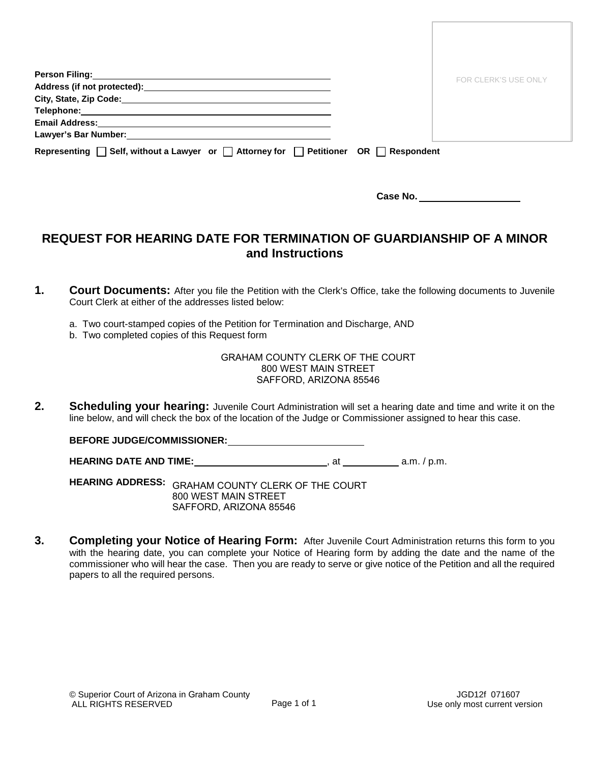Person Filing: ______________________________
Address (if not protected): ______________________________
City, State, Zip Code: ______________________________
Telephone: ______________________________
Email Address: ______________________________
Lawyer's Bar Number: ______________________________

**Representing** ☐ **Self, without a Lawyer or** ☐ **Attorney for** ☐ **Petitioner OR** ☐ **Respondent**

FOR CLERK'S USE ONLY

**Case No.** ____________________

## REQUEST FOR HEARING DATE FOR TERMINATION OF GUARDIANSHIP OF A MINOR and Instructions

**1. Court Documents:** After you file the Petition with the Clerk's Office, take the following documents to Juvenile Court Clerk at either of the addresses listed below:

a. Two court-stamped copies of the Petition for Termination and Discharge, AND
b. Two completed copies of this Request form

GRAHAM COUNTY CLERK OF THE COURT
800 WEST MAIN STREET
SAFFORD, ARIZONA 85546

**2. Scheduling your hearing:** Juvenile Court Administration will set a hearing date and time and write it on the line below, and will check the box of the location of the Judge or Commissioner assigned to hear this case.

**BEFORE JUDGE/COMMISSIONER:** ____________________

**HEARING DATE AND TIME:** ____________________, at __________ a.m. / p.m.

**HEARING ADDRESS:** GRAHAM COUNTY CLERK OF THE COURT
800 WEST MAIN STREET
SAFFORD, ARIZONA 85546

**3. Completing your Notice of Hearing Form:** After Juvenile Court Administration returns this form to you with the hearing date, you can complete your Notice of Hearing form by adding the date and the name of the commissioner who will hear the case. Then you are ready to serve or give notice of the Petition and all the required papers to all the required persons.

© Superior Court of Arizona in Graham County
ALL RIGHTS RESERVED

JGD12f 071607
Use only most current version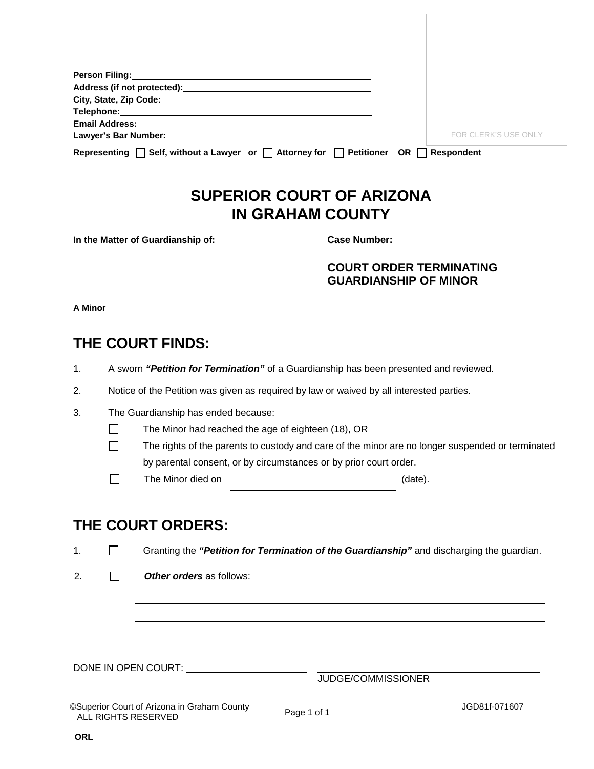Person Filing: ____________________
Address (if not protected): ____________________
City, State, Zip Code: ____________________
Telephone: ____________________
Email Address: ____________________
Lawyer's Bar Number: ____________________

FOR CLERK'S USE ONLY

**Representing** ☐ **Self, without a Lawyer or** ☐ **Attorney for** ☐ **Petitioner OR** ☐ **Respondent**

# SUPERIOR COURT OF ARIZONA IN GRAHAM COUNTY

**In the Matter of Guardianship of:**

____________________

**A Minor**

**Case Number:** ____________________

**COURT ORDER TERMINATING GUARDIANSHIP OF MINOR**

## THE COURT FINDS:

1. A sworn ***"Petition for Termination"*** of a Guardianship has been presented and reviewed.
2. Notice of the Petition was given as required by law or waived by all interested parties.
3. The Guardianship has ended because:
   - ☐ The Minor had reached the age of eighteen (18), OR
   - ☐ The rights of the parents to custody and care of the minor are no longer suspended or terminated by parental consent, or by circumstances or by prior court order.
   - ☐ The Minor died on ____________________ (date).

## THE COURT ORDERS:

1. ☐ Granting the ***"Petition for Termination of the Guardianship"*** and discharging the guardian.
2. ☐ ***Other orders*** as follows: ____________________

____________________

____________________

____________________

DONE IN OPEN COURT: ____________________

____________________
JUDGE/COMMISSIONER

©Superior Court of Arizona in Graham County
ALL RIGHTS RESERVED

JGD81f-071607

**ORL**